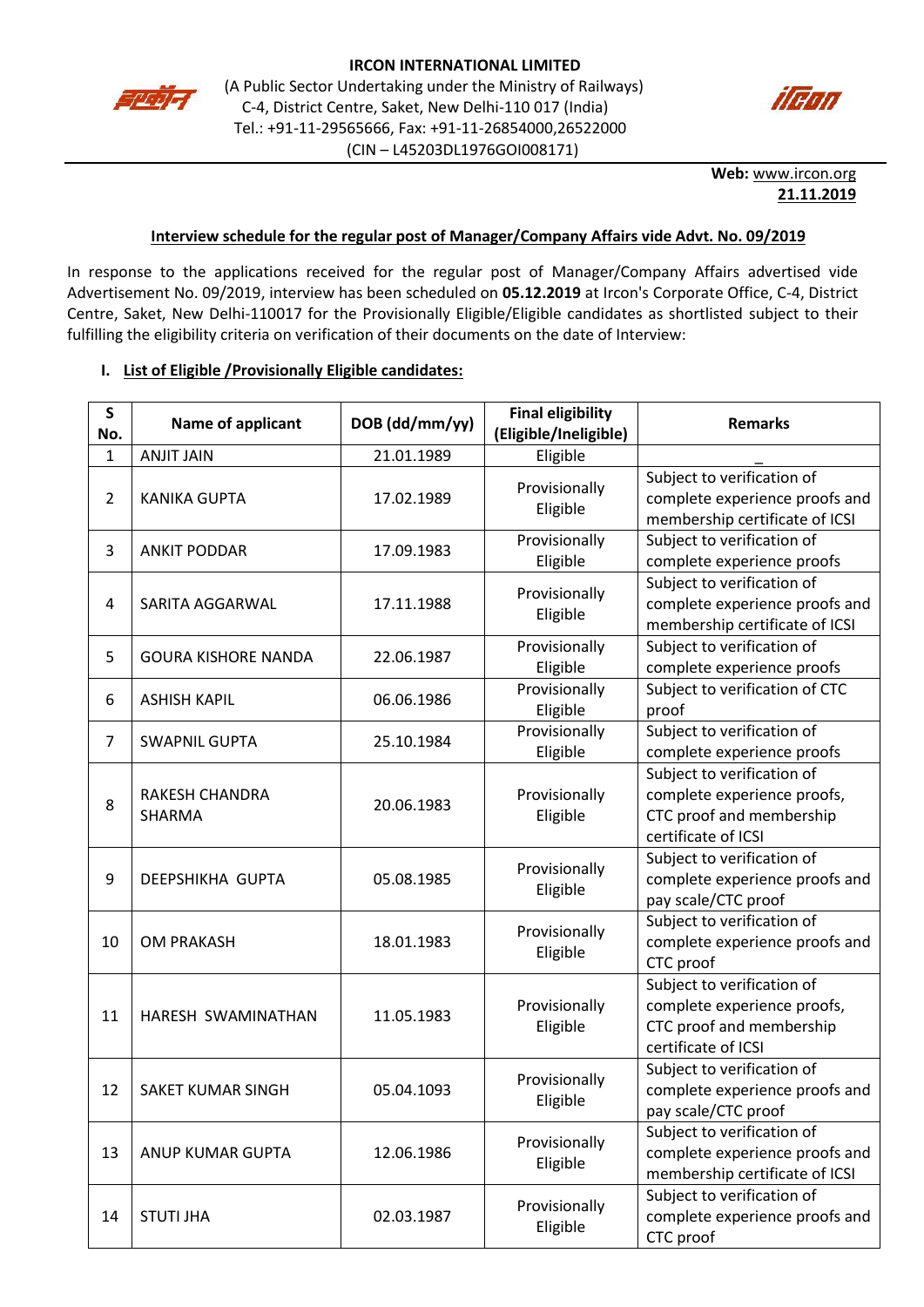**IRCON INTERNATIONAL LIMITED**
(A Public Sector Undertaking under the Ministry of Railways)
C-4, District Centre, Saket, New Delhi-110 017 (India)
Tel.: +91-11-29565666, Fax: +91-11-26854000,26522000
(CIN – L45203DL1976GOI008171)

**Web:** www.ircon.org
**21.11.2019**

**Interview schedule for the regular post of Manager/Company Affairs vide Advt. No. 09/2019**

In response to the applications received for the regular post of Manager/Company Affairs advertised vide Advertisement No. 09/2019, interview has been scheduled on **05.12.2019** at Ircon's Corporate Office, C-4, District Centre, Saket, New Delhi-110017 for the Provisionally Eligible/Eligible candidates as shortlisted subject to their fulfilling the eligibility criteria on verification of their documents on the date of Interview:

## I. List of Eligible /Provisionally Eligible candidates:

| S No. | Name of applicant | DOB (dd/mm/yy) | Final eligibility (Eligible/Ineligible) | Remarks |
|---|---|---|---|---|
| 1 | ANJIT JAIN | 21.01.1989 | Eligible | _ |
| 2 | KANIKA GUPTA | 17.02.1989 | Provisionally Eligible | Subject to verification of complete experience proofs and membership certificate of ICSI |
| 3 | ANKIT PODDAR | 17.09.1983 | Provisionally Eligible | Subject to verification of complete experience proofs |
| 4 | SARITA AGGARWAL | 17.11.1988 | Provisionally Eligible | Subject to verification of complete experience proofs and membership certificate of ICSI |
| 5 | GOURA KISHORE NANDA | 22.06.1987 | Provisionally Eligible | Subject to verification of complete experience proofs |
| 6 | ASHISH KAPIL | 06.06.1986 | Provisionally Eligible | Subject to verification of CTC proof |
| 7 | SWAPNIL GUPTA | 25.10.1984 | Provisionally Eligible | Subject to verification of complete experience proofs |
| 8 | RAKESH CHANDRA SHARMA | 20.06.1983 | Provisionally Eligible | Subject to verification of complete experience proofs, CTC proof and membership certificate of ICSI |
| 9 | DEEPSHIKHA GUPTA | 05.08.1985 | Provisionally Eligible | Subject to verification of complete experience proofs and pay scale/CTC proof |
| 10 | OM PRAKASH | 18.01.1983 | Provisionally Eligible | Subject to verification of complete experience proofs and CTC proof |
| 11 | HARESH SWAMINATHAN | 11.05.1983 | Provisionally Eligible | Subject to verification of complete experience proofs, CTC proof and membership certificate of ICSI |
| 12 | SAKET KUMAR SINGH | 05.04.1093 | Provisionally Eligible | Subject to verification of complete experience proofs and pay scale/CTC proof |
| 13 | ANUP KUMAR GUPTA | 12.06.1986 | Provisionally Eligible | Subject to verification of complete experience proofs and membership certificate of ICSI |
| 14 | STUTI JHA | 02.03.1987 | Provisionally Eligible | Subject to verification of complete experience proofs and CTC proof |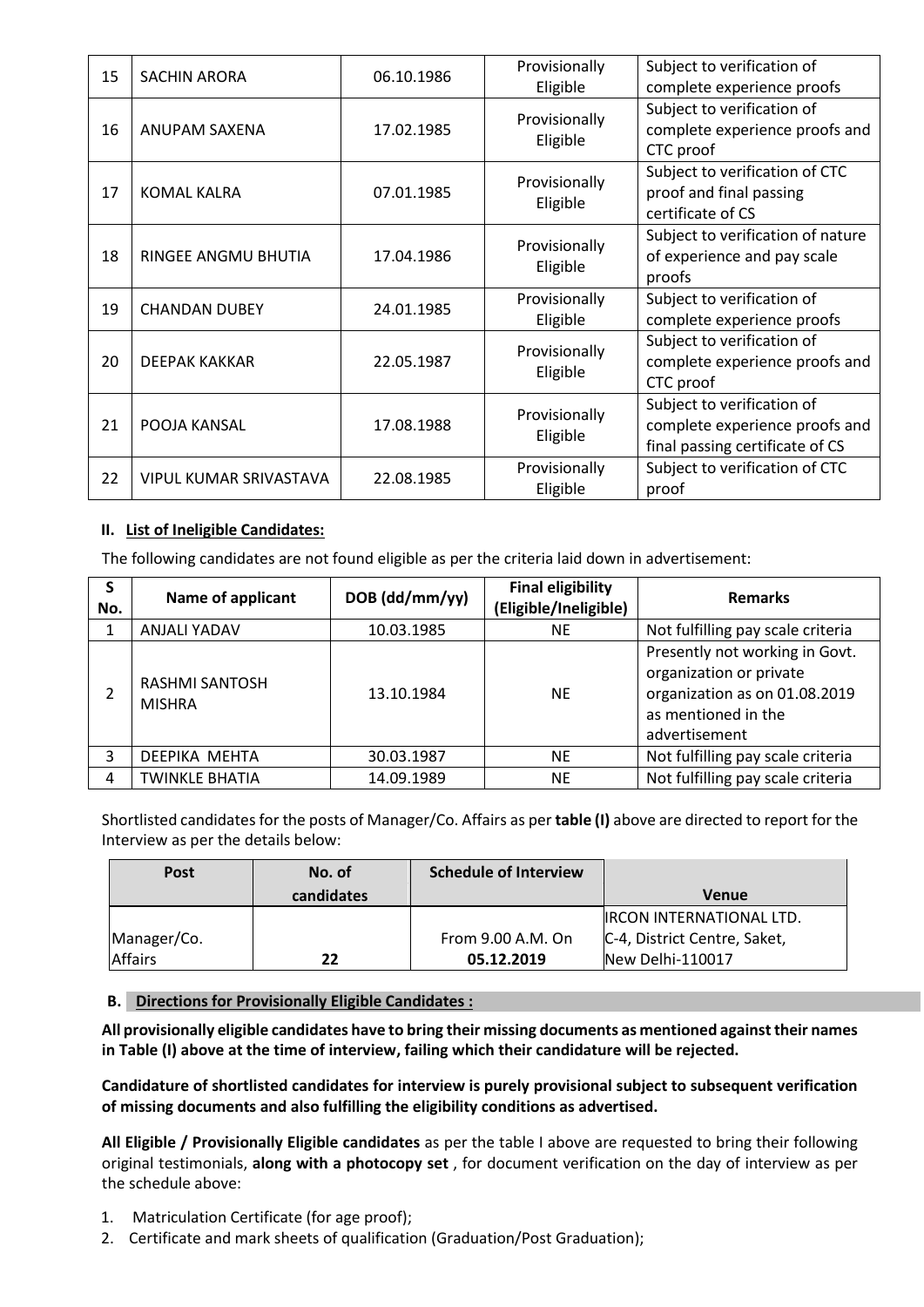| 15 | SACHIN ARORA | 06.10.1986 | Provisionally Eligible | Subject to verification of complete experience proofs |
|---|---|---|---|---|
| 16 | ANUPAM SAXENA | 17.02.1985 | Provisionally Eligible | Subject to verification of complete experience proofs and CTC proof |
| 17 | KOMAL KALRA | 07.01.1985 | Provisionally Eligible | Subject to verification of CTC proof and final passing certificate of CS |
| 18 | RINGEE ANGMU BHUTIA | 17.04.1986 | Provisionally Eligible | Subject to verification of nature of experience and pay scale proofs |
| 19 | CHANDAN DUBEY | 24.01.1985 | Provisionally Eligible | Subject to verification of complete experience proofs |
| 20 | DEEPAK KAKKAR | 22.05.1987 | Provisionally Eligible | Subject to verification of complete experience proofs and CTC proof |
| 21 | POOJA KANSAL | 17.08.1988 | Provisionally Eligible | Subject to verification of complete experience proofs and final passing certificate of CS |
| 22 | VIPUL KUMAR SRIVASTAVA | 22.08.1985 | Provisionally Eligible | Subject to verification of CTC proof |

**II. List of Ineligible Candidates:**

The following candidates are not found eligible as per the criteria laid down in advertisement:

| S No. | Name of applicant | DOB (dd/mm/yy) | Final eligibility (Eligible/Ineligible) | Remarks |
|---|---|---|---|---|
| 1 | ANJALI YADAV | 10.03.1985 | NE | Not fulfilling pay scale criteria |
| 2 | RASHMI SANTOSH MISHRA | 13.10.1984 | NE | Presently not working in Govt. organization or private organization as on 01.08.2019 as mentioned in the advertisement |
| 3 | DEEPIKA MEHTA | 30.03.1987 | NE | Not fulfilling pay scale criteria |
| 4 | TWINKLE BHATIA | 14.09.1989 | NE | Not fulfilling pay scale criteria |

Shortlisted candidates for the posts of Manager/Co. Affairs as per **table (I)** above are directed to report for the Interview as per the details below:

| Post | No. of candidates | Schedule of Interview | Venue |
|---|---|---|---|
| Manager/Co. Affairs | 22 | From 9.00 A.M. On **05.12.2019** | IRCON INTERNATIONAL LTD. C-4, District Centre, Saket, New Delhi-110017 |

**B. Directions for Provisionally Eligible Candidates :**

**All provisionally eligible candidates have to bring their missing documents as mentioned against their names in Table (I) above at the time of interview, failing which their candidature will be rejected.**

**Candidature of shortlisted candidates for interview is purely provisional subject to subsequent verification of missing documents and also fulfilling the eligibility conditions as advertised.**

**All Eligible / Provisionally Eligible candidates** as per the table I above are requested to bring their following original testimonials, **along with a photocopy set** , for document verification on the day of interview as per the schedule above:

1. Matriculation Certificate (for age proof);
2. Certificate and mark sheets of qualification (Graduation/Post Graduation);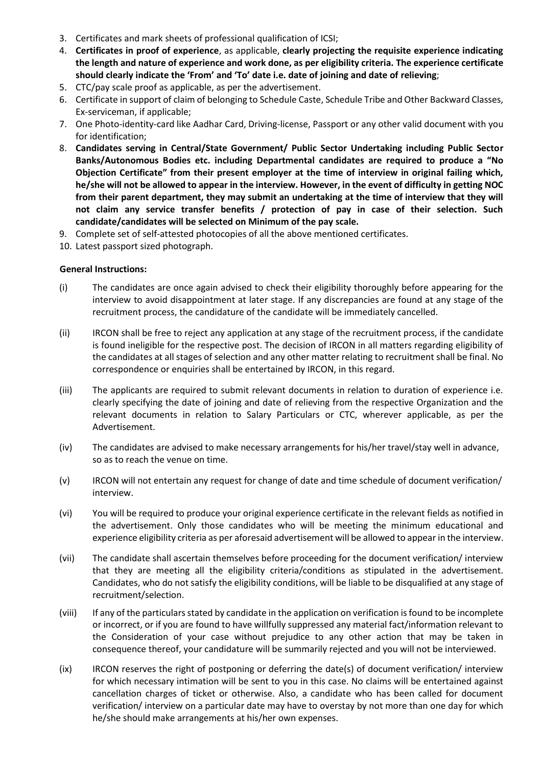3. Certificates and mark sheets of professional qualification of ICSI;
4. **Certificates in proof of experience**, as applicable, **clearly projecting the requisite experience indicating the length and nature of experience and work done, as per eligibility criteria. The experience certificate should clearly indicate the 'From' and 'To' date i.e. date of joining and date of relieving**;
5. CTC/pay scale proof as applicable, as per the advertisement.
6. Certificate in support of claim of belonging to Schedule Caste, Schedule Tribe and Other Backward Classes, Ex-serviceman, if applicable;
7. One Photo-identity-card like Aadhar Card, Driving-license, Passport or any other valid document with you for identification;
8. **Candidates serving in Central/State Government/ Public Sector Undertaking including Public Sector Banks/Autonomous Bodies etc. including Departmental candidates are required to produce a "No Objection Certificate" from their present employer at the time of interview in original failing which, he/she will not be allowed to appear in the interview. However, in the event of difficulty in getting NOC from their parent department, they may submit an undertaking at the time of interview that they will not claim any service transfer benefits / protection of pay in case of their selection. Such candidate/candidates will be selected on Minimum of the pay scale.**
9. Complete set of self-attested photocopies of all the above mentioned certificates.
10. Latest passport sized photograph.

**General Instructions:**

(i) The candidates are once again advised to check their eligibility thoroughly before appearing for the interview to avoid disappointment at later stage. If any discrepancies are found at any stage of the recruitment process, the candidature of the candidate will be immediately cancelled.

(ii) IRCON shall be free to reject any application at any stage of the recruitment process, if the candidate is found ineligible for the respective post. The decision of IRCON in all matters regarding eligibility of the candidates at all stages of selection and any other matter relating to recruitment shall be final. No correspondence or enquiries shall be entertained by IRCON, in this regard.

(iii) The applicants are required to submit relevant documents in relation to duration of experience i.e. clearly specifying the date of joining and date of relieving from the respective Organization and the relevant documents in relation to Salary Particulars or CTC, wherever applicable, as per the Advertisement.

(iv) The candidates are advised to make necessary arrangements for his/her travel/stay well in advance, so as to reach the venue on time.

(v) IRCON will not entertain any request for change of date and time schedule of document verification/ interview.

(vi) You will be required to produce your original experience certificate in the relevant fields as notified in the advertisement. Only those candidates who will be meeting the minimum educational and experience eligibility criteria as per aforesaid advertisement will be allowed to appear in the interview.

(vii) The candidate shall ascertain themselves before proceeding for the document verification/ interview that they are meeting all the eligibility criteria/conditions as stipulated in the advertisement. Candidates, who do not satisfy the eligibility conditions, will be liable to be disqualified at any stage of recruitment/selection.

(viii) If any of the particulars stated by candidate in the application on verification is found to be incomplete or incorrect, or if you are found to have willfully suppressed any material fact/information relevant to the Consideration of your case without prejudice to any other action that may be taken in consequence thereof, your candidature will be summarily rejected and you will not be interviewed.

(ix) IRCON reserves the right of postponing or deferring the date(s) of document verification/ interview for which necessary intimation will be sent to you in this case. No claims will be entertained against cancellation charges of ticket or otherwise. Also, a candidate who has been called for document verification/ interview on a particular date may have to overstay by not more than one day for which he/she should make arrangements at his/her own expenses.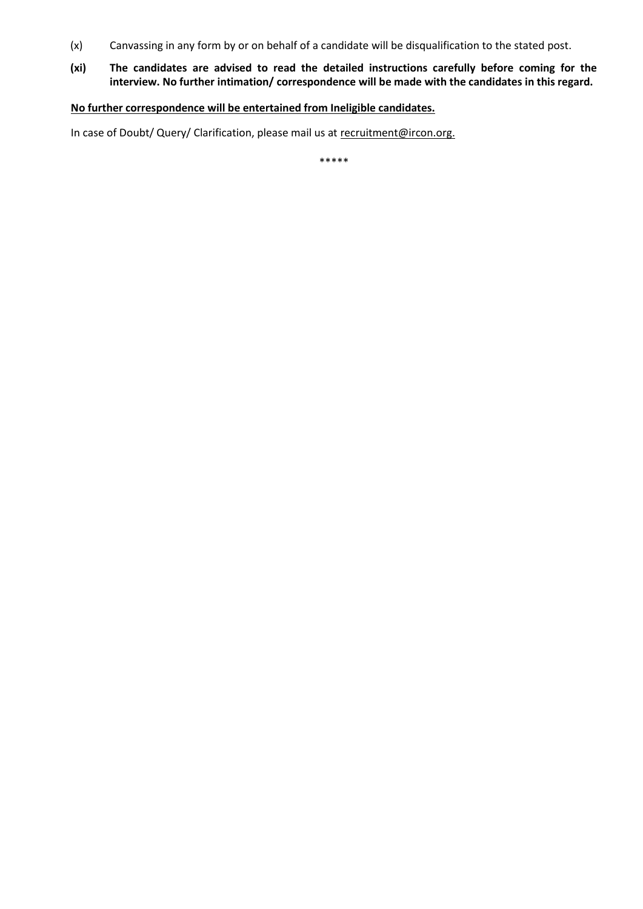(x) Canvassing in any form by or on behalf of a candidate will be disqualification to the stated post.

**(xi) The candidates are advised to read the detailed instructions carefully before coming for the interview. No further intimation/ correspondence will be made with the candidates in this regard.**

**No further correspondence will be entertained from Ineligible candidates.**

In case of Doubt/ Query/ Clarification, please mail us at recruitment@ircon.org.

*****